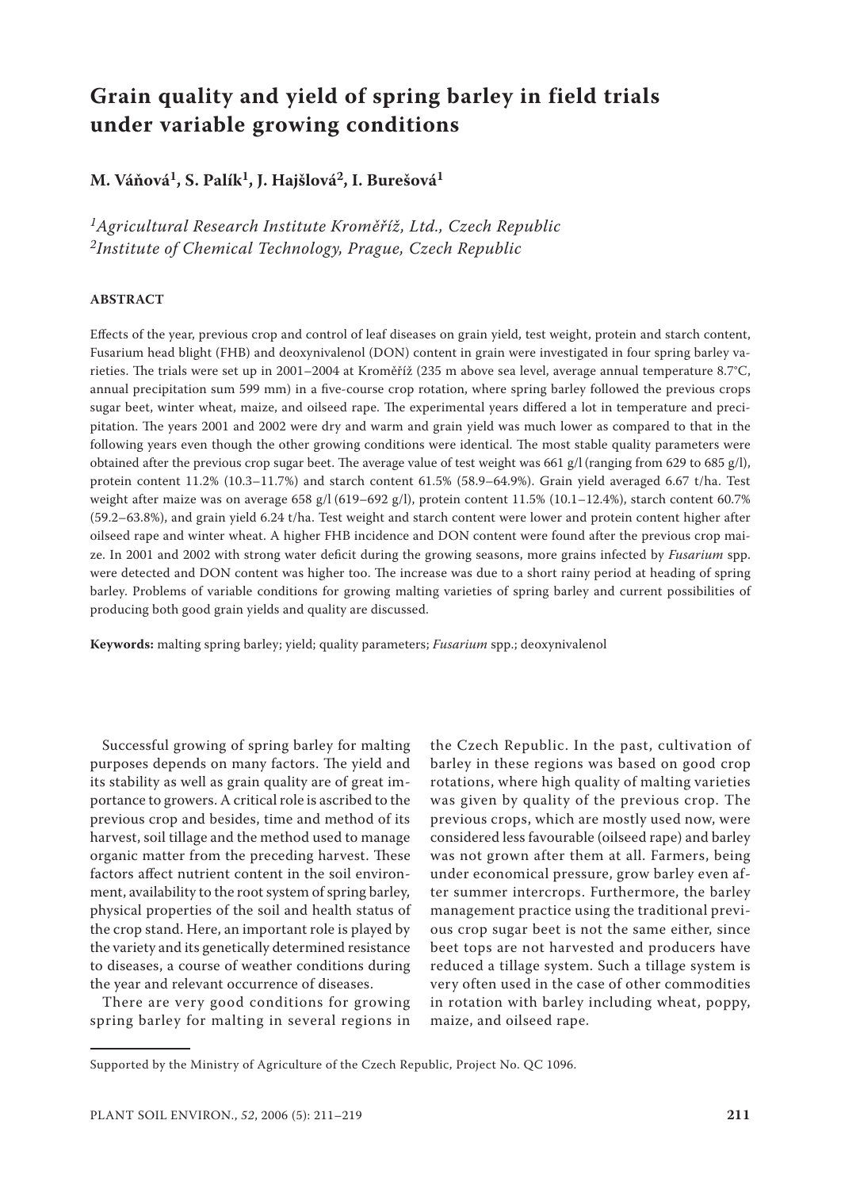# Grain quality and yield of spring barley in field trials under variable growing conditions

**M. Váňová[1], S. Palík[1], J. Hajšlová[2], I. Burešová[1]**

*[1]Agricultural Research Institute Kroměříž, Ltd., Czech Republic*
*[2]Institute of Chemical Technology, Prague, Czech Republic*

## ABSTRACT

Effects of the year, previous crop and control of leaf diseases on grain yield, test weight, protein and starch content, Fusarium head blight (FHB) and deoxynivalenol (DON) content in grain were investigated in four spring barley varieties. The trials were set up in 2001–2004 at Kroměříž (235 m above sea level, average annual temperature 8.7°C, annual precipitation sum 599 mm) in a five-course crop rotation, where spring barley followed the previous crops sugar beet, winter wheat, maize, and oilseed rape. The experimental years differed a lot in temperature and precipitation. The years 2001 and 2002 were dry and warm and grain yield was much lower as compared to that in the following years even though the other growing conditions were identical. The most stable quality parameters were obtained after the previous crop sugar beet. The average value of test weight was 661 g/l (ranging from 629 to 685 g/l), protein content 11.2% (10.3–11.7%) and starch content 61.5% (58.9–64.9%). Grain yield averaged 6.67 t/ha. Test weight after maize was on average 658 g/l (619–692 g/l), protein content 11.5% (10.1–12.4%), starch content 60.7% (59.2–63.8%), and grain yield 6.24 t/ha. Test weight and starch content were lower and protein content higher after oilseed rape and winter wheat. A higher FHB incidence and DON content were found after the previous crop maize. In 2001 and 2002 with strong water deficit during the growing seasons, more grains infected by *Fusarium* spp. were detected and DON content was higher too. The increase was due to a short rainy period at heading of spring barley. Problems of variable conditions for growing malting varieties of spring barley and current possibilities of producing both good grain yields and quality are discussed.

**Keywords:** malting spring barley; yield; quality parameters; *Fusarium* spp.; deoxynivalenol

Successful growing of spring barley for malting purposes depends on many factors. The yield and its stability as well as grain quality are of great importance to growers. A critical role is ascribed to the previous crop and besides, time and method of its harvest, soil tillage and the method used to manage organic matter from the preceding harvest. These factors affect nutrient content in the soil environment, availability to the root system of spring barley, physical properties of the soil and health status of the crop stand. Here, an important role is played by the variety and its genetically determined resistance to diseases, a course of weather conditions during the year and relevant occurrence of diseases.

There are very good conditions for growing spring barley for malting in several regions in the Czech Republic. In the past, cultivation of barley in these regions was based on good crop rotations, where high quality of malting varieties was given by quality of the previous crop. The previous crops, which are mostly used now, were considered less favourable (oilseed rape) and barley was not grown after them at all. Farmers, being under economical pressure, grow barley even after summer intercrops. Furthermore, the barley management practice using the traditional previous crop sugar beet is not the same either, since beet tops are not harvested and producers have reduced a tillage system. Such a tillage system is very often used in the case of other commodities in rotation with barley including wheat, poppy, maize, and oilseed rape.

Supported by the Ministry of Agriculture of the Czech Republic, Project No. QC 1096.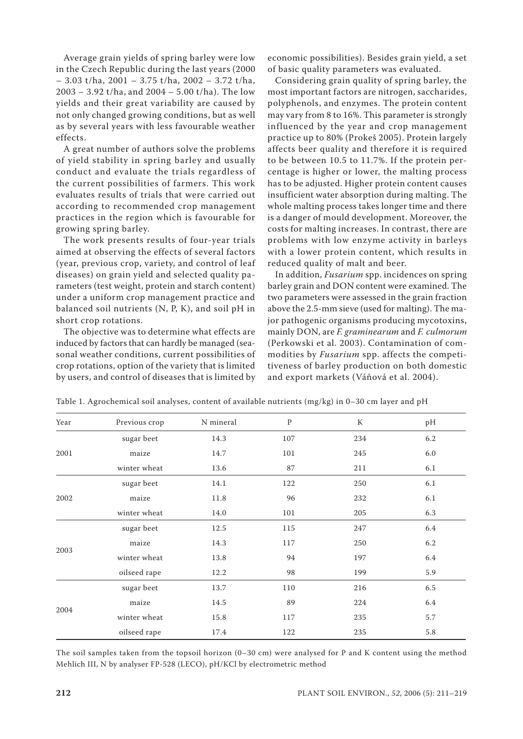Average grain yields of spring barley were low in the Czech Republic during the last years (2000 – 3.03 t/ha, 2001 – 3.75 t/ha, 2002 – 3.72 t/ha, 2003 – 3.92 t/ha, and 2004 – 5.00 t/ha). The low yields and their great variability are caused by not only changed growing conditions, but as well as by several years with less favourable weather effects.

A great number of authors solve the problems of yield stability in spring barley and usually conduct and evaluate the trials regardless of the current possibilities of farmers. This work evaluates results of trials that were carried out according to recommended crop management practices in the region which is favourable for growing spring barley.

The work presents results of four-year trials aimed at observing the effects of several factors (year, previous crop, variety, and control of leaf diseases) on grain yield and selected quality parameters (test weight, protein and starch content) under a uniform crop management practice and balanced soil nutrients (N, P, K), and soil pH in short crop rotations.

The objective was to determine what effects are induced by factors that can hardly be managed (seasonal weather conditions, current possibilities of crop rotations, option of the variety that is limited by users, and control of diseases that is limited by economic possibilities). Besides grain yield, a set of basic quality parameters was evaluated.

Considering grain quality of spring barley, the most important factors are nitrogen, saccharides, polyphenols, and enzymes. The protein content may vary from 8 to 16%. This parameter is strongly influenced by the year and crop management practice up to 80% (Prokeš 2005). Protein largely affects beer quality and therefore it is required to be between 10.5 to 11.7%. If the protein percentage is higher or lower, the malting process has to be adjusted. Higher protein content causes insufficient water absorption during malting. The whole malting process takes longer time and there is a danger of mould development. Moreover, the costs for malting increases. In contrast, there are problems with low enzyme activity in barleys with a lower protein content, which results in reduced quality of malt and beer.

In addition, *Fusarium* spp. incidences on spring barley grain and DON content were examined. The two parameters were assessed in the grain fraction above the 2.5-mm sieve (used for malting). The major pathogenic organisms producing mycotoxins, mainly DON, are *F. graminearum* and *F. culmorum* (Perkowski et al. 2003). Contamination of commodities by *Fusarium* spp. affects the competitiveness of barley production on both domestic and export markets (Váňová et al. 2004).

Table 1. Agrochemical soil analyses, content of available nutrients (mg/kg) in 0–30 cm layer and pH

| Year | Previous crop | N mineral | P | K | pH |
|---|---|---|---|---|---|
| 2001 | sugar beet | 14.3 | 107 | 234 | 6.2 |
| | maize | 14.7 | 101 | 245 | 6.0 |
| | winter wheat | 13.6 | 87 | 211 | 6.1 |
| 2002 | sugar beet | 14.1 | 122 | 250 | 6.1 |
| | maize | 11.8 | 96 | 232 | 6.1 |
| | winter wheat | 14.0 | 101 | 205 | 6.3 |
| 2003 | sugar beet | 12.5 | 115 | 247 | 6.4 |
| | maize | 14.3 | 117 | 250 | 6.2 |
| | winter wheat | 13.8 | 94 | 197 | 6.4 |
| | oilseed rape | 12.2 | 98 | 199 | 5.9 |
| 2004 | sugar beet | 13.7 | 110 | 216 | 6.5 |
| | maize | 14.5 | 89 | 224 | 6.4 |
| | winter wheat | 15.8 | 117 | 235 | 5.7 |
| | oilseed rape | 17.4 | 122 | 235 | 5.8 |

The soil samples taken from the topsoil horizon (0–30 cm) were analysed for P and K content using the method Mehlich III, N by analyser FP-528 (LECO), pH/KCl by electrometric method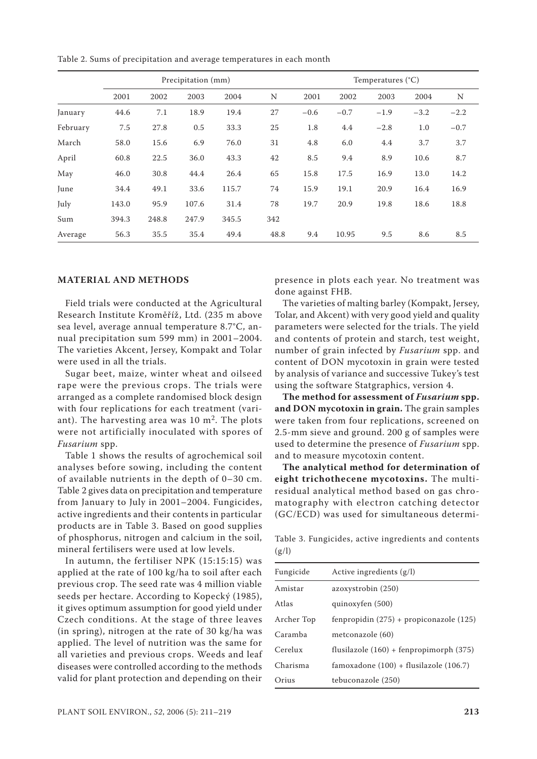Table 2. Sums of precipitation and average temperatures in each month

| | Precipitation (mm) | | | | | Temperatures (°C) | | | | |
|---|---|---|---|---|---|---|---|---|---|---|
| | 2001 | 2002 | 2003 | 2004 | N | 2001 | 2002 | 2003 | 2004 | N |
| January | 44.6 | 7.1 | 18.9 | 19.4 | 27 | −0.6 | −0.7 | −1.9 | −3.2 | −2.2 |
| February | 7.5 | 27.8 | 0.5 | 33.3 | 25 | 1.8 | 4.4 | −2.8 | 1.0 | −0.7 |
| March | 58.0 | 15.6 | 6.9 | 76.0 | 31 | 4.8 | 6.0 | 4.4 | 3.7 | 3.7 |
| April | 60.8 | 22.5 | 36.0 | 43.3 | 42 | 8.5 | 9.4 | 8.9 | 10.6 | 8.7 |
| May | 46.0 | 30.8 | 44.4 | 26.4 | 65 | 15.8 | 17.5 | 16.9 | 13.0 | 14.2 |
| June | 34.4 | 49.1 | 33.6 | 115.7 | 74 | 15.9 | 19.1 | 20.9 | 16.4 | 16.9 |
| July | 143.0 | 95.9 | 107.6 | 31.4 | 78 | 19.7 | 20.9 | 19.8 | 18.6 | 18.8 |
| Sum | 394.3 | 248.8 | 247.9 | 345.5 | 342 | | | | | |
| Average | 56.3 | 35.5 | 35.4 | 49.4 | 48.8 | 9.4 | 10.95 | 9.5 | 8.6 | 8.5 |

## MATERIAL AND METHODS

Field trials were conducted at the Agricultural Research Institute Kroměříž, Ltd. (235 m above sea level, average annual temperature 8.7°C, annual precipitation sum 599 mm) in 2001–2004. The varieties Akcent, Jersey, Kompakt and Tolar were used in all the trials.

Sugar beet, maize, winter wheat and oilseed rape were the previous crops. The trials were arranged as a complete randomised block design with four replications for each treatment (variant). The harvesting area was 10 $m^2$. The plots were not artificially inoculated with spores of *Fusarium* spp.

Table 1 shows the results of agrochemical soil analyses before sowing, including the content of available nutrients in the depth of 0–30 cm. Table 2 gives data on precipitation and temperature from January to July in 2001–2004. Fungicides, active ingredients and their contents in particular products are in Table 3. Based on good supplies of phosphorus, nitrogen and calcium in the soil, mineral fertilisers were used at low levels.

In autumn, the fertiliser NPK (15:15:15) was applied at the rate of 100 kg/ha to soil after each previous crop. The seed rate was 4 million viable seeds per hectare. According to Kopecký (1985), it gives optimum assumption for good yield under Czech conditions. At the stage of three leaves (in spring), nitrogen at the rate of 30 kg/ha was applied. The level of nutrition was the same for all varieties and previous crops. Weeds and leaf diseases were controlled according to the methods valid for plant protection and depending on their presence in plots each year. No treatment was done against FHB.

The varieties of malting barley (Kompakt, Jersey, Tolar, and Akcent) with very good yield and quality parameters were selected for the trials. The yield and contents of protein and starch, test weight, number of grain infected by *Fusarium* spp. and content of DON mycotoxin in grain were tested by analysis of variance and successive Tukey's test using the software Statgraphics, version 4.

**The method for assessment of *Fusarium* spp. and DON mycotoxin in grain.** The grain samples were taken from four replications, screened on 2.5-mm sieve and ground. 200 g of samples were used to determine the presence of *Fusarium* spp. and to measure mycotoxin content.

**The analytical method for determination of eight trichothecene mycotoxins.** The multiresidual analytical method based on gas chromatography with electron catching detector (GC/ECD) was used for simultaneous determi-

Table 3. Fungicides, active ingredients and contents (g/l)

| Fungicide | Active ingredients (g/l) |
|---|---|
| Amistar | azoxystrobin (250) |
| Atlas | quinoxyfen (500) |
| Archer Top | fenpropidin (275) + propiconazole (125) |
| Caramba | metconazole (60) |
| Cerelux | flusilazole (160) + fenpropimorph (375) |
| Charisma | famoxadone (100) + flusilazole (106.7) |
| Orius | tebuconazole (250) |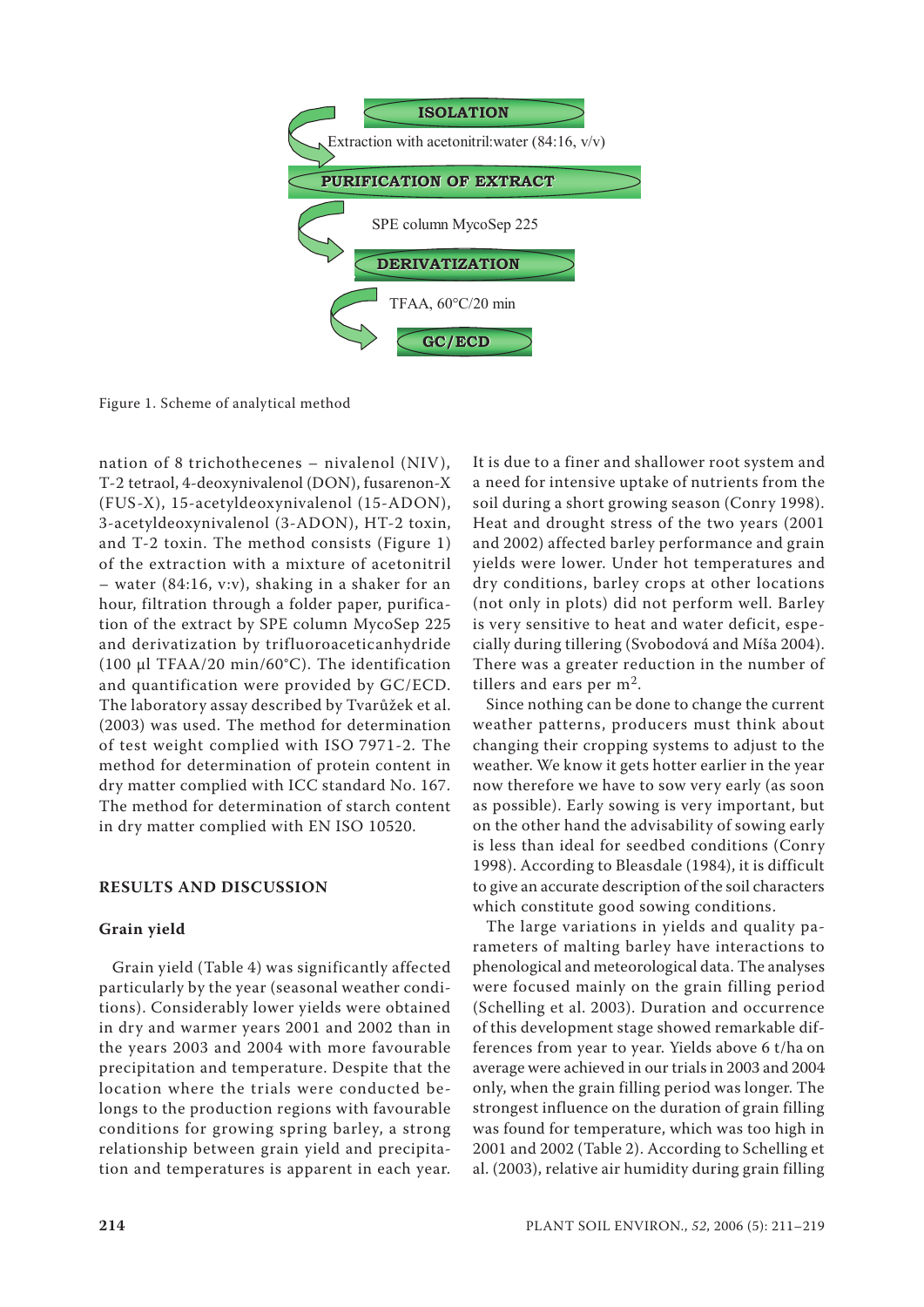ISOLATION

Extraction with acetonitril:water (84:16, v/v)

PURIFICATION OF EXTRACT

SPE column MycoSep 225

DERIVATIZATION

TFAA, 60°C/20 min

GC/ECD

Figure 1. Scheme of analytical method

nation of 8 trichothecenes – nivalenol (NIV), T-2 tetraol, 4-deoxynivalenol (DON), fusarenon-X (FUS-X), 15-acetyldeoxynivalenol (15-ADON), 3-acetyldeoxynivalenol (3-ADON), HT-2 toxin, and T-2 toxin. The method consists (Figure 1) of the extraction with a mixture of acetonitril – water (84:16, v:v), shaking in a shaker for an hour, filtration through a folder paper, purification of the extract by SPE column MycoSep 225 and derivatization by trifluoroaceticanhydride (100 µl TFAA/20 min/60°C). The identification and quantification were provided by GC/ECD. The laboratory assay described by Tvarůžek et al. (2003) was used. The method for determination of test weight complied with ISO 7971-2. The method for determination of protein content in dry matter complied with ICC standard No. 167. The method for determination of starch content in dry matter complied with EN ISO 10520.

## RESULTS AND DISCUSSION

### Grain yield

Grain yield (Table 4) was significantly affected particularly by the year (seasonal weather conditions). Considerably lower yields were obtained in dry and warmer years 2001 and 2002 than in the years 2003 and 2004 with more favourable precipitation and temperature. Despite that the location where the trials were conducted belongs to the production regions with favourable conditions for growing spring barley, a strong relationship between grain yield and precipitation and temperatures is apparent in each year. It is due to a finer and shallower root system and a need for intensive uptake of nutrients from the soil during a short growing season (Conry 1998). Heat and drought stress of the two years (2001 and 2002) affected barley performance and grain yields were lower. Under hot temperatures and dry conditions, barley crops at other locations (not only in plots) did not perform well. Barley is very sensitive to heat and water deficit, especially during tillering (Svobodová and Míša 2004). There was a greater reduction in the number of tillers and ears per m$^2$.

Since nothing can be done to change the current weather patterns, producers must think about changing their cropping systems to adjust to the weather. We know it gets hotter earlier in the year now therefore we have to sow very early (as soon as possible). Early sowing is very important, but on the other hand the advisability of sowing early is less than ideal for seedbed conditions (Conry 1998). According to Bleasdale (1984), it is difficult to give an accurate description of the soil characters which constitute good sowing conditions.

The large variations in yields and quality parameters of malting barley have interactions to phenological and meteorological data. The analyses were focused mainly on the grain filling period (Schelling et al. 2003). Duration and occurrence of this development stage showed remarkable differences from year to year. Yields above 6 t/ha on average were achieved in our trials in 2003 and 2004 only, when the grain filling period was longer. The strongest influence on the duration of grain filling was found for temperature, which was too high in 2001 and 2002 (Table 2). According to Schelling et al. (2003), relative air humidity during grain filling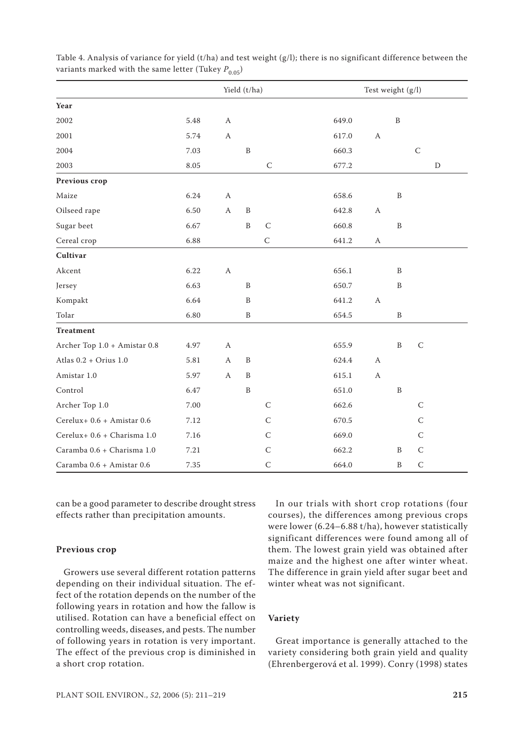Table 4. Analysis of variance for yield (t/ha) and test weight (g/l); there is no significant difference between the variants marked with the same letter (Tukey $P_{0.05}$)

| | Yield (t/ha) | | | | Test weight (g/l) | | | | |
|---|---|---|---|---|---|---|---|---|---|
| **Year** | | | | | | | | | |
| 2002 | 5.48 | A | | | 649.0 | | B | | |
| 2001 | 5.74 | A | | | 617.0 | A | | | |
| 2004 | 7.03 | | B | | 660.3 | | | C | |
| 2003 | 8.05 | | | C | 677.2 | | | | D |
| **Previous crop** | | | | | | | | | |
| Maize | 6.24 | A | | | 658.6 | | B | | |
| Oilseed rape | 6.50 | A | B | | 642.8 | A | | | |
| Sugar beet | 6.67 | | B | C | 660.8 | | B | | |
| Cereal crop | 6.88 | | | C | 641.2 | A | | | |
| **Cultivar** | | | | | | | | | |
| Akcent | 6.22 | A | | | 656.1 | | B | | |
| Jersey | 6.63 | | B | | 650.7 | | B | | |
| Kompakt | 6.64 | | B | | 641.2 | A | | | |
| Tolar | 6.80 | | B | | 654.5 | | B | | |
| **Treatment** | | | | | | | | | |
| Archer Top 1.0 + Amistar 0.8 | 4.97 | A | | | 655.9 | | B | C | |
| Atlas 0.2 + Orius 1.0 | 5.81 | A | B | | 624.4 | A | | | |
| Amistar 1.0 | 5.97 | A | B | | 615.1 | A | | | |
| Control | 6.47 | | B | | 651.0 | | B | | |
| Archer Top 1.0 | 7.00 | | | C | 662.6 | | | C | |
| Cerelux+ 0.6 + Amistar 0.6 | 7.12 | | | C | 670.5 | | | C | |
| Cerelux+ 0.6 + Charisma 1.0 | 7.16 | | | C | 669.0 | | | C | |
| Caramba 0.6 + Charisma 1.0 | 7.21 | | | C | 662.2 | | B | C | |
| Caramba 0.6 + Amistar 0.6 | 7.35 | | | C | 664.0 | | B | C | |

can be a good parameter to describe drought stress effects rather than precipitation amounts.

### Previous crop

Growers use several different rotation patterns depending on their individual situation. The effect of the rotation depends on the number of the following years in rotation and how the fallow is utilised. Rotation can have a beneficial effect on controlling weeds, diseases, and pests. The number of following years in rotation is very important. The effect of the previous crop is diminished in a short crop rotation.

In our trials with short crop rotations (four courses), the differences among previous crops were lower (6.24–6.88 t/ha), however statistically significant differences were found among all of them. The lowest grain yield was obtained after maize and the highest one after winter wheat. The difference in grain yield after sugar beet and winter wheat was not significant.

### Variety

Great importance is generally attached to the variety considering both grain yield and quality (Ehrenbergerová et al. 1999). Conry (1998) states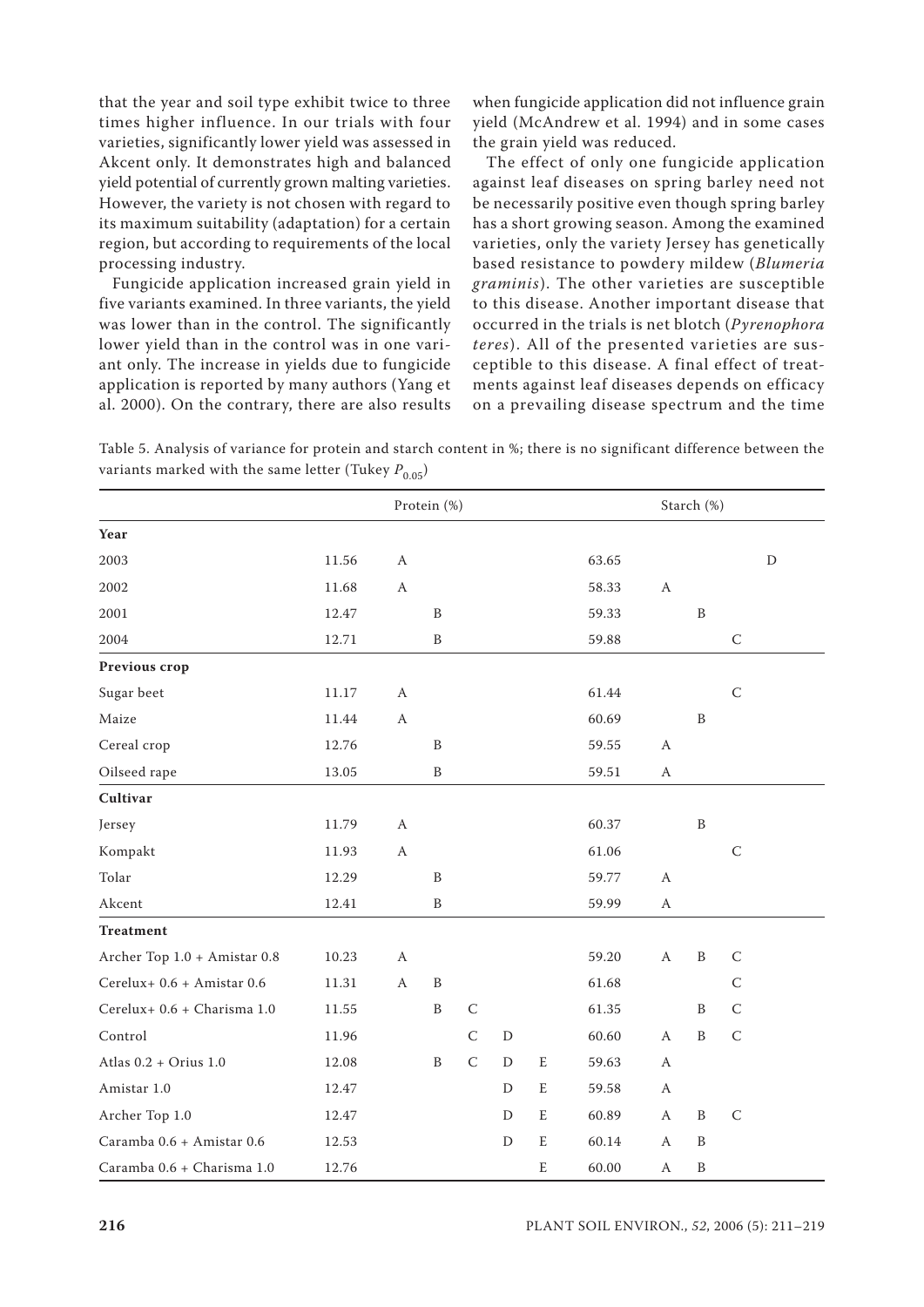that the year and soil type exhibit twice to three times higher influence. In our trials with four varieties, significantly lower yield was assessed in Akcent only. It demonstrates high and balanced yield potential of currently grown malting varieties. However, the variety is not chosen with regard to its maximum suitability (adaptation) for a certain region, but according to requirements of the local processing industry.

Fungicide application increased grain yield in five variants examined. In three variants, the yield was lower than in the control. The significantly lower yield than in the control was in one variant only. The increase in yields due to fungicide application is reported by many authors (Yang et al. 2000). On the contrary, there are also results when fungicide application did not influence grain yield (McAndrew et al. 1994) and in some cases the grain yield was reduced.

The effect of only one fungicide application against leaf diseases on spring barley need not be necessarily positive even though spring barley has a short growing season. Among the examined varieties, only the variety Jersey has genetically based resistance to powdery mildew (*Blumeria graminis*). The other varieties are susceptible to this disease. Another important disease that occurred in the trials is net blotch (*Pyrenophora teres*). All of the presented varieties are susceptible to this disease. A final effect of treatments against leaf diseases depends on efficacy on a prevailing disease spectrum and the time

Table 5. Analysis of variance for protein and starch content in %; there is no significant difference between the variants marked with the same letter (Tukey $P_{0.05}$)

| | Protein (%) | | | | | | Starch (%) | | | | |
|---|---|---|---|---|---|---|---|---|---|---|---|
| **Year** | | | | | | | | | | | |
| 2003 | 11.56 | A | | | | | 63.65 | | | | D |
| 2002 | 11.68 | A | | | | | 58.33 | A | | | |
| 2001 | 12.47 | | B | | | | 59.33 | | B | | |
| 2004 | 12.71 | | B | | | | 59.88 | | | C | |
| **Previous crop** | | | | | | | | | | | |
| Sugar beet | 11.17 | A | | | | | 61.44 | | | C | |
| Maize | 11.44 | A | | | | | 60.69 | | B | | |
| Cereal crop | 12.76 | | B | | | | 59.55 | A | | | |
| Oilseed rape | 13.05 | | B | | | | 59.51 | A | | | |
| **Cultivar** | | | | | | | | | | | |
| Jersey | 11.79 | A | | | | | 60.37 | | B | | |
| Kompakt | 11.93 | A | | | | | 61.06 | | | C | |
| Tolar | 12.29 | | B | | | | 59.77 | A | | | |
| Akcent | 12.41 | | B | | | | 59.99 | A | | | |
| **Treatment** | | | | | | | | | | | |
| Archer Top 1.0 + Amistar 0.8 | 10.23 | A | | | | | 59.20 | A | B | C | |
| Cerelux+ 0.6 + Amistar 0.6 | 11.31 | A | B | | | | 61.68 | | | C | |
| Cerelux+ 0.6 + Charisma 1.0 | 11.55 | | B | C | | | 61.35 | | B | C | |
| Control | 11.96 | | | C | D | | 60.60 | A | B | C | |
| Atlas 0.2 + Orius 1.0 | 12.08 | | B | C | D | E | 59.63 | A | | | |
| Amistar 1.0 | 12.47 | | | | D | E | 59.58 | A | | | |
| Archer Top 1.0 | 12.47 | | | | D | E | 60.89 | A | B | C | |
| Caramba 0.6 + Amistar 0.6 | 12.53 | | | | D | E | 60.14 | A | B | | |
| Caramba 0.6 + Charisma 1.0 | 12.76 | | | | | E | 60.00 | A | B | | |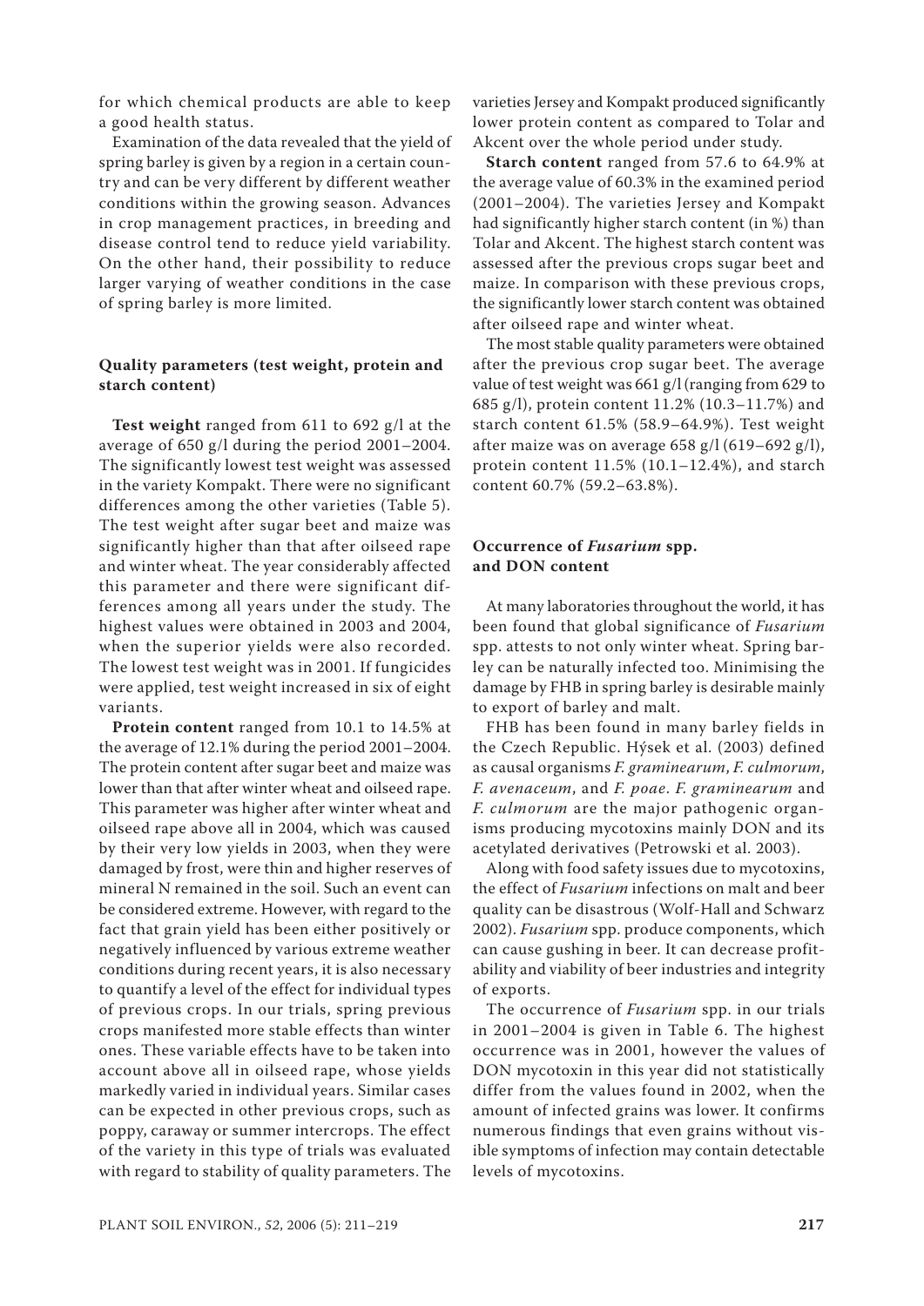for which chemical products are able to keep a good health status.

Examination of the data revealed that the yield of spring barley is given by a region in a certain country and can be very different by different weather conditions within the growing season. Advances in crop management practices, in breeding and disease control tend to reduce yield variability. On the other hand, their possibility to reduce larger varying of weather conditions in the case of spring barley is more limited.

### Quality parameters (test weight, protein and starch content)

**Test weight** ranged from 611 to 692 g/l at the average of 650 g/l during the period 2001–2004. The significantly lowest test weight was assessed in the variety Kompakt. There were no significant differences among the other varieties (Table 5). The test weight after sugar beet and maize was significantly higher than that after oilseed rape and winter wheat. The year considerably affected this parameter and there were significant differences among all years under the study. The highest values were obtained in 2003 and 2004, when the superior yields were also recorded. The lowest test weight was in 2001. If fungicides were applied, test weight increased in six of eight variants.

**Protein content** ranged from 10.1 to 14.5% at the average of 12.1% during the period 2001–2004. The protein content after sugar beet and maize was lower than that after winter wheat and oilseed rape. This parameter was higher after winter wheat and oilseed rape above all in 2004, which was caused by their very low yields in 2003, when they were damaged by frost, were thin and higher reserves of mineral N remained in the soil. Such an event can be considered extreme. However, with regard to the fact that grain yield has been either positively or negatively influenced by various extreme weather conditions during recent years, it is also necessary to quantify a level of the effect for individual types of previous crops. In our trials, spring previous crops manifested more stable effects than winter ones. These variable effects have to be taken into account above all in oilseed rape, whose yields markedly varied in individual years. Similar cases can be expected in other previous crops, such as poppy, caraway or summer intercrops. The effect of the variety in this type of trials was evaluated with regard to stability of quality parameters. The varieties Jersey and Kompakt produced significantly lower protein content as compared to Tolar and Akcent over the whole period under study.

**Starch content** ranged from 57.6 to 64.9% at the average value of 60.3% in the examined period (2001–2004). The varieties Jersey and Kompakt had significantly higher starch content (in %) than Tolar and Akcent. The highest starch content was assessed after the previous crops sugar beet and maize. In comparison with these previous crops, the significantly lower starch content was obtained after oilseed rape and winter wheat.

The most stable quality parameters were obtained after the previous crop sugar beet. The average value of test weight was 661 g/l (ranging from 629 to 685 g/l), protein content 11.2% (10.3–11.7%) and starch content 61.5% (58.9–64.9%). Test weight after maize was on average 658 g/l (619–692 g/l), protein content 11.5% (10.1–12.4%), and starch content 60.7% (59.2–63.8%).

### Occurrence of *Fusarium* spp. and DON content

At many laboratories throughout the world, it has been found that global significance of *Fusarium* spp. attests to not only winter wheat. Spring barley can be naturally infected too. Minimising the damage by FHB in spring barley is desirable mainly to export of barley and malt.

FHB has been found in many barley fields in the Czech Republic. Hýsek et al. (2003) defined as causal organisms *F. graminearum*, *F. culmorum*, *F. avenaceum*, and *F. poae*. *F. graminearum* and *F. culmorum* are the major pathogenic organisms producing mycotoxins mainly DON and its acetylated derivatives (Petrowski et al. 2003).

Along with food safety issues due to mycotoxins, the effect of *Fusarium* infections on malt and beer quality can be disastrous (Wolf-Hall and Schwarz 2002). *Fusarium* spp. produce components, which can cause gushing in beer. It can decrease profitability and viability of beer industries and integrity of exports.

The occurrence of *Fusarium* spp. in our trials in 2001–2004 is given in Table 6. The highest occurrence was in 2001, however the values of DON mycotoxin in this year did not statistically differ from the values found in 2002, when the amount of infected grains was lower. It confirms numerous findings that even grains without visible symptoms of infection may contain detectable levels of mycotoxins.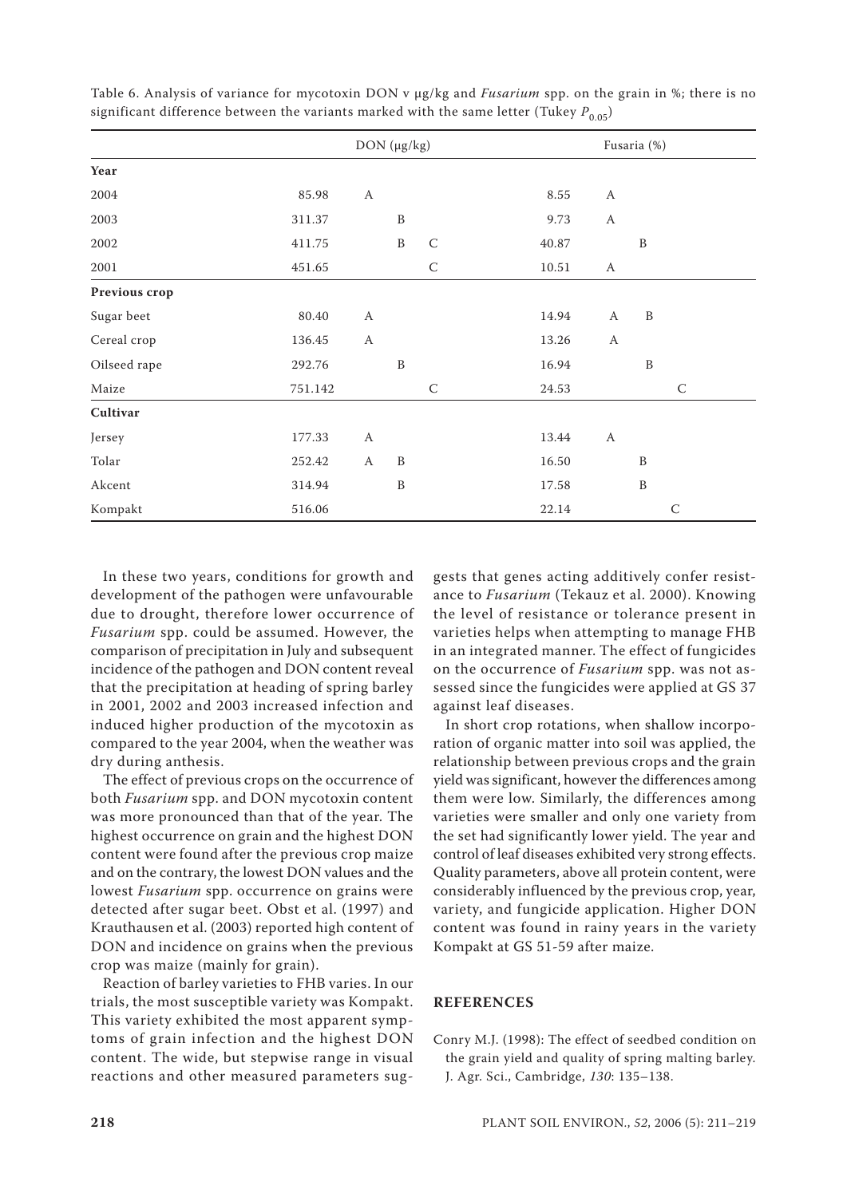Table 6. Analysis of variance for mycotoxin DON v μg/kg and *Fusarium* spp. on the grain in %; there is no significant difference between the variants marked with the same letter (Tukey $P_{0.05}$)

| | DON (μg/kg) | | | | Fusaria (%) | | | |
|---|---|---|---|---|---|---|---|---|
| **Year** | | | | | | | | |
| 2004 | 85.98 | A | | | 8.55 | A | | |
| 2003 | 311.37 | | B | | 9.73 | A | | |
| 2002 | 411.75 | | B | C | 40.87 | | B | |
| 2001 | 451.65 | | | C | 10.51 | A | | |
| **Previous crop** | | | | | | | | |
| Sugar beet | 80.40 | A | | | 14.94 | A | B | |
| Cereal crop | 136.45 | A | | | 13.26 | A | | |
| Oilseed rape | 292.76 | | B | | 16.94 | | B | |
| Maize | 751.142 | | | C | 24.53 | | | C |
| **Cultivar** | | | | | | | | |
| Jersey | 177.33 | A | | | 13.44 | A | | |
| Tolar | 252.42 | A | B | | 16.50 | | B | |
| Akcent | 314.94 | | B | | 17.58 | | B | |
| Kompakt | 516.06 | | | | 22.14 | | | C |

In these two years, conditions for growth and development of the pathogen were unfavourable due to drought, therefore lower occurrence of *Fusarium* spp. could be assumed. However, the comparison of precipitation in July and subsequent incidence of the pathogen and DON content reveal that the precipitation at heading of spring barley in 2001, 2002 and 2003 increased infection and induced higher production of the mycotoxin as compared to the year 2004, when the weather was dry during anthesis.

The effect of previous crops on the occurrence of both *Fusarium* spp. and DON mycotoxin content was more pronounced than that of the year. The highest occurrence on grain and the highest DON content were found after the previous crop maize and on the contrary, the lowest DON values and the lowest *Fusarium* spp. occurrence on grains were detected after sugar beet. Obst et al. (1997) and Krauthausen et al. (2003) reported high content of DON and incidence on grains when the previous crop was maize (mainly for grain).

Reaction of barley varieties to FHB varies. In our trials, the most susceptible variety was Kompakt. This variety exhibited the most apparent symptoms of grain infection and the highest DON content. The wide, but stepwise range in visual reactions and other measured parameters suggests that genes acting additively confer resistance to *Fusarium* (Tekauz et al. 2000). Knowing the level of resistance or tolerance present in varieties helps when attempting to manage FHB in an integrated manner. The effect of fungicides on the occurrence of *Fusarium* spp. was not assessed since the fungicides were applied at GS 37 against leaf diseases.

In short crop rotations, when shallow incorporation of organic matter into soil was applied, the relationship between previous crops and the grain yield was significant, however the differences among them were low. Similarly, the differences among varieties were smaller and only one variety from the set had significantly lower yield. The year and control of leaf diseases exhibited very strong effects. Quality parameters, above all protein content, were considerably influenced by the previous crop, year, variety, and fungicide application. Higher DON content was found in rainy years in the variety Kompakt at GS 51-59 after maize.

## REFERENCES

Conry M.J. (1998): The effect of seedbed condition on the grain yield and quality of spring malting barley. J. Agr. Sci., Cambridge, *130*: 135–138.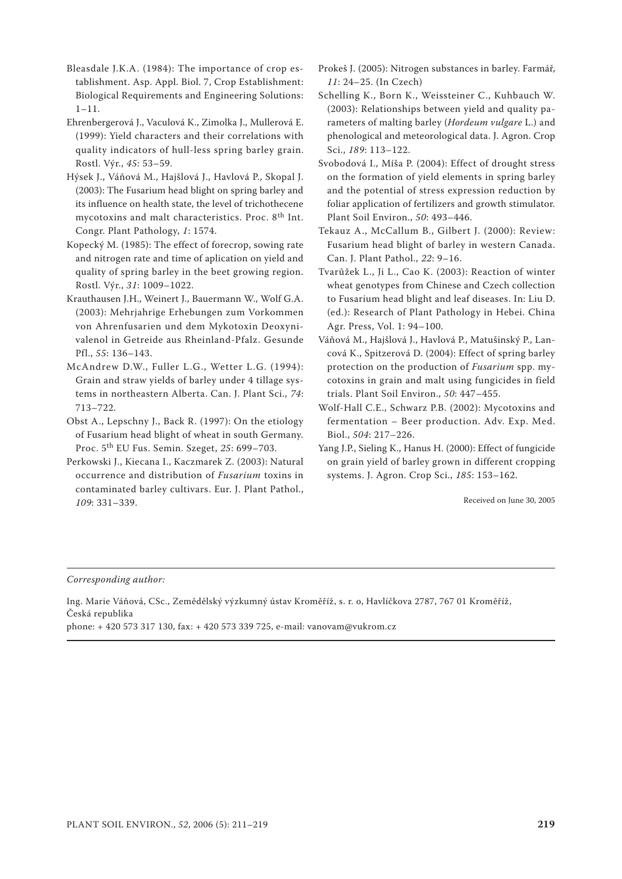Bleasdale J.K.A. (1984): The importance of crop establishment. Asp. Appl. Biol. 7, Crop Establishment: Biological Requirements and Engineering Solutions: 1–11.

Ehrenbergerová J., Vaculová K., Zimolka J., Mullerová E. (1999): Yield characters and their correlations with quality indicators of hull-less spring barley grain. Rostl. Výr., *45*: 53–59.

Hýsek J., Váňová M., Hajšlová J., Havlová P., Skopal J. (2003): The Fusarium head blight on spring barley and its influence on health state, the level of trichothecene mycotoxins and malt characteristics. Proc. 8th Int. Congr. Plant Pathology, *1*: 1574.

Kopecký M. (1985): The effect of forecrop, sowing rate and nitrogen rate and time of aplication on yield and quality of spring barley in the beet growing region. Rostl. Výr., *31*: 1009–1022.

Krauthausen J.H., Weinert J., Bauermann W., Wolf G.A. (2003): Mehrjahrige Erhebungen zum Vorkommen von Ahrenfusarien und dem Mykotoxin Deoxynivalenol in Getreide aus Rheinland-Pfalz. Gesunde Pfl., *55*: 136–143.

McAndrew D.W., Fuller L.G., Wetter L.G. (1994): Grain and straw yields of barley under 4 tillage systems in northeastern Alberta. Can. J. Plant Sci., *74*: 713–722.

Obst A., Lepschny J., Back R. (1997): On the etiology of Fusarium head blight of wheat in south Germany. Proc. 5th EU Fus. Semin. Szeget, *25*: 699–703.

Perkowski J., Kiecana I., Kaczmarek Z. (2003): Natural occurrence and distribution of *Fusarium* toxins in contaminated barley cultivars. Eur. J. Plant Pathol., *109*: 331–339.

Prokeš J. (2005): Nitrogen substances in barley. Farmář, *11*: 24–25. (In Czech)

Schelling K., Born K., Weissteiner C., Kuhbauch W. (2003): Relationships between yield and quality parameters of malting barley (*Hordeum vulgare* L.) and phenological and meteorological data. J. Agron. Crop Sci., *189*: 113–122.

Svobodová I., Míša P. (2004): Effect of drought stress on the formation of yield elements in spring barley and the potential of stress expression reduction by foliar application of fertilizers and growth stimulator. Plant Soil Environ., *50*: 493–446.

Tekauz A., McCallum B., Gilbert J. (2000): Review: Fusarium head blight of barley in western Canada. Can. J. Plant Pathol., *22*: 9–16.

Tvarůžek L., Ji L., Cao K. (2003): Reaction of winter wheat genotypes from Chinese and Czech collection to Fusarium head blight and leaf diseases. In: Liu D. (ed.): Research of Plant Pathology in Hebei. China Agr. Press, Vol. 1: 94–100.

Váňová M., Hajšlová J., Havlová P., Matušinský P., Lancová K., Spitzerová D. (2004): Effect of spring barley protection on the production of *Fusarium* spp. mycotoxins in grain and malt using fungicides in field trials. Plant Soil Environ., *50*: 447–455.

Wolf-Hall C.E., Schwarz P.B. (2002): Mycotoxins and fermentation – Beer production. Adv. Exp. Med. Biol., *504*: 217–226.

Yang J.P., Sieling K., Hanus H. (2000): Effect of fungicide on grain yield of barley grown in different cropping systems. J. Agron. Crop Sci., *185*: 153–162.

Received on June 30, 2005

---

*Corresponding author:*

Ing. Marie Váňová, CSc., Zemědělský výzkumný ústav Kroměříž, s. r. o, Havlíčkova 2787, 767 01 Kroměříž, Česká republika
phone: + 420 573 317 130, fax: + 420 573 339 725, e-mail: vanovam@vukrom.cz